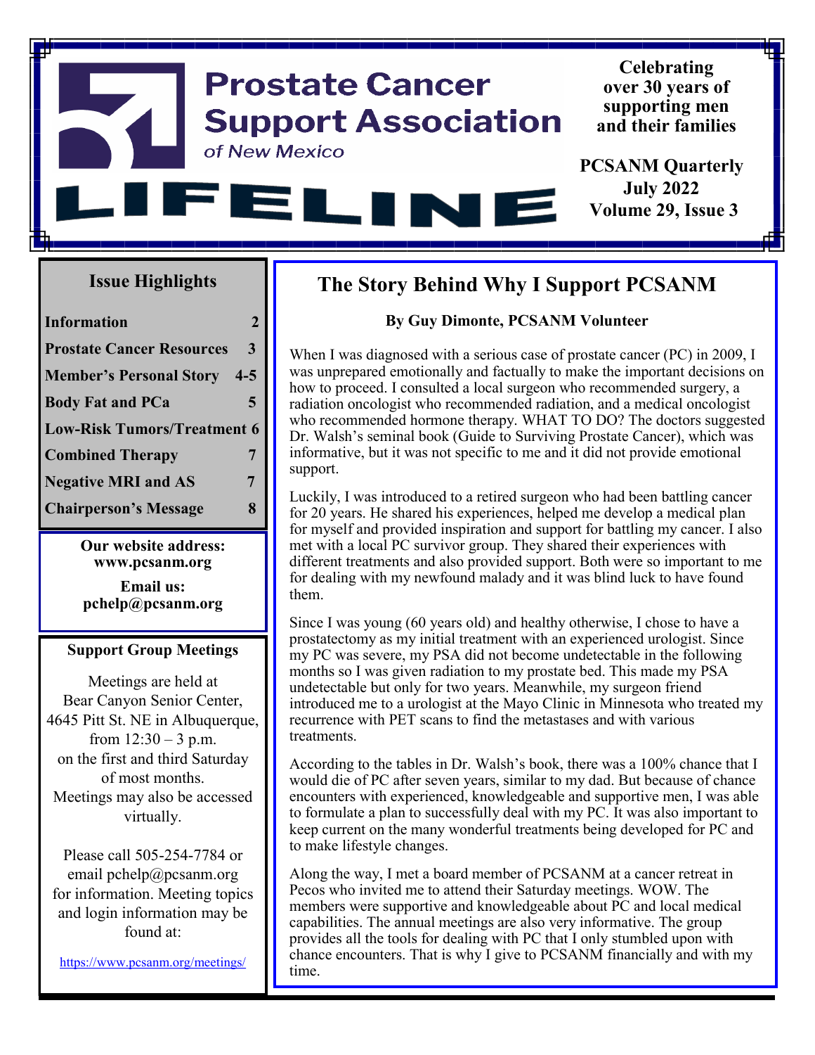# Prostate Cancer Support Association of New Mexico

# LIFELINE

**Celebrating over 30 years of supporting men and their families**

**PCSANM Quarterly**
**July 2022**
**Volume 29, Issue 3**

## Issue Highlights

| | |
|---|---|
| **Information** | **2** |
| **Prostate Cancer Resources** | **3** |
| **Member's Personal Story** | **4-5** |
| **Body Fat and PCa** | **5** |
| **Low-Risk Tumors/Treatment** | **6** |
| **Combined Therapy** | **7** |
| **Negative MRI and AS** | **7** |
| **Chairperson's Message** | **8** |

**Our website address:**
**www.pcsanm.org**

**Email us:**
**pchelp@pcsanm.org**

### Support Group Meetings

Meetings are held at Bear Canyon Senior Center, 4645 Pitt St. NE in Albuquerque, from 12:30 – 3 p.m. on the first and third Saturday of most months. Meetings may also be accessed virtually.

Please call 505-254-7784 or email pchelp@pcsanm.org for information. Meeting topics and login information may be found at:

https://www.pcsanm.org/meetings/

## The Story Behind Why I Support PCSANM

**By Guy Dimonte, PCSANM Volunteer**

When I was diagnosed with a serious case of prostate cancer (PC) in 2009, I was unprepared emotionally and factually to make the important decisions on how to proceed. I consulted a local surgeon who recommended surgery, a radiation oncologist who recommended radiation, and a medical oncologist who recommended hormone therapy. WHAT TO DO? The doctors suggested Dr. Walsh's seminal book (Guide to Surviving Prostate Cancer), which was informative, but it was not specific to me and it did not provide emotional support.

Luckily, I was introduced to a retired surgeon who had been battling cancer for 20 years. He shared his experiences, helped me develop a medical plan for myself and provided inspiration and support for battling my cancer. I also met with a local PC survivor group. They shared their experiences with different treatments and also provided support. Both were so important to me for dealing with my newfound malady and it was blind luck to have found them.

Since I was young (60 years old) and healthy otherwise, I chose to have a prostatectomy as my initial treatment with an experienced urologist. Since my PC was severe, my PSA did not become undetectable in the following months so I was given radiation to my prostate bed. This made my PSA undetectable but only for two years. Meanwhile, my surgeon friend introduced me to a urologist at the Mayo Clinic in Minnesota who treated my recurrence with PET scans to find the metastases and with various treatments.

According to the tables in Dr. Walsh's book, there was a 100% chance that I would die of PC after seven years, similar to my dad. But because of chance encounters with experienced, knowledgeable and supportive men, I was able to formulate a plan to successfully deal with my PC. It was also important to keep current on the many wonderful treatments being developed for PC and to make lifestyle changes.

Along the way, I met a board member of PCSANM at a cancer retreat in Pecos who invited me to attend their Saturday meetings. WOW. The members were supportive and knowledgeable about PC and local medical capabilities. The annual meetings are also very informative. The group provides all the tools for dealing with PC that I only stumbled upon with chance encounters. That is why I give to PCSANM financially and with my time.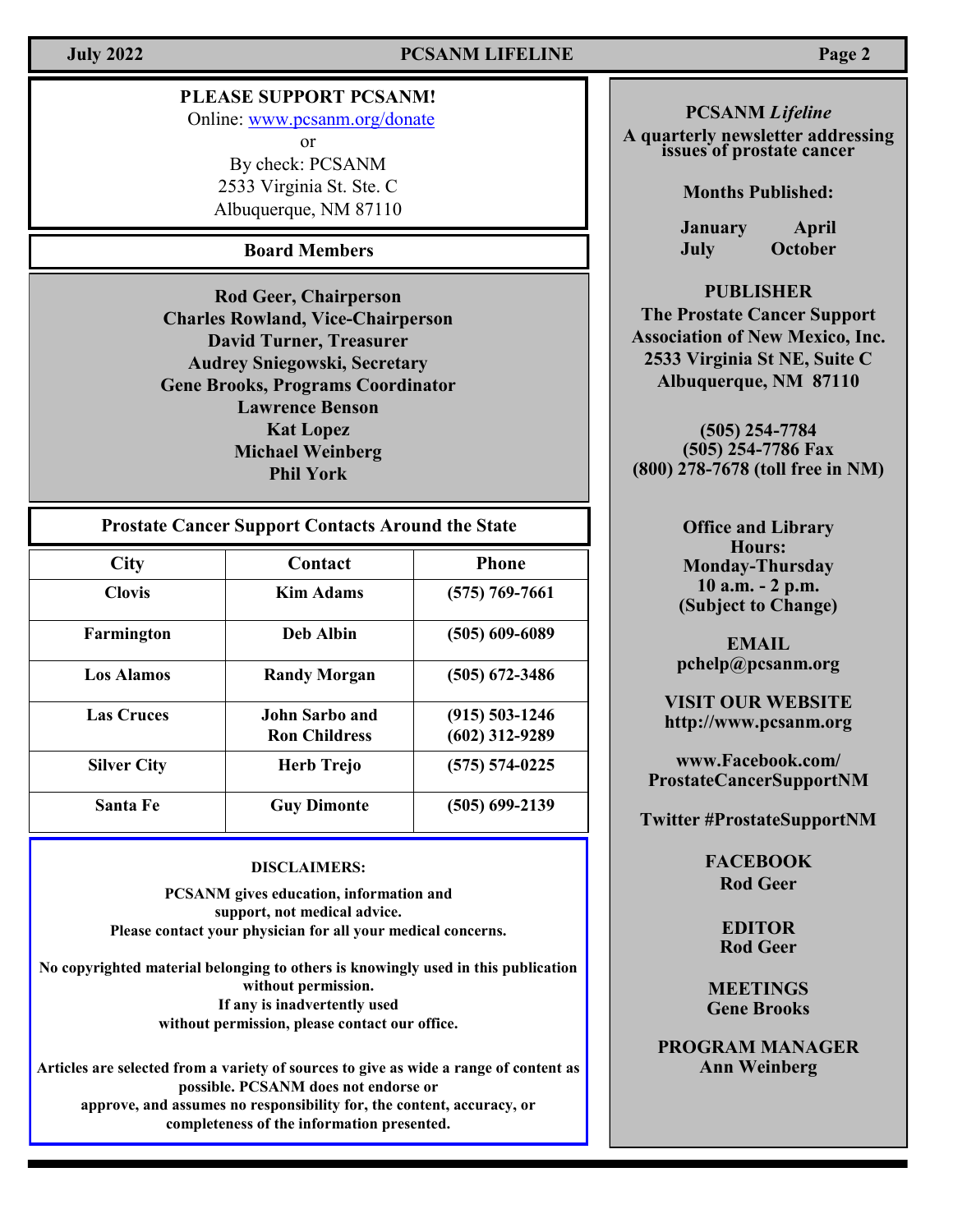**PLEASE SUPPORT PCSANM!**

Online: www.pcsanm.org/donate

or

By check: PCSANM
2533 Virginia St. Ste. C
Albuquerque, NM 87110

## Board Members

**Rod Geer, Chairperson**
**Charles Rowland, Vice-Chairperson**
**David Turner, Treasurer**
**Audrey Sniegowski, Secretary**
**Gene Brooks, Programs Coordinator**
**Lawrence Benson**
**Kat Lopez**
**Michael Weinberg**
**Phil York**

## Prostate Cancer Support Contacts Around the State

| City | Contact | Phone |
|---|---|---|
| Clovis | Kim Adams | (575) 769-7661 |
| Farmington | Deb Albin | (505) 609-6089 |
| Los Alamos | Randy Morgan | (505) 672-3486 |
| Las Cruces | John Sarbo and Ron Childress | (915) 503-1246 (602) 312-9289 |
| Silver City | Herb Trejo | (575) 574-0225 |
| Santa Fe | Guy Dimonte | (505) 699-2139 |

**DISCLAIMERS:**

**PCSANM gives education, information and support, not medical advice. Please contact your physician for all your medical concerns.**

**No copyrighted material belonging to others is knowingly used in this publication without permission. If any is inadvertently used without permission, please contact our office.**

**Articles are selected from a variety of sources to give as wide a range of content as possible. PCSANM does not endorse or approve, and assumes no responsibility for, the content, accuracy, or completeness of the information presented.**

**PCSANM *Lifeline***
**A quarterly newsletter addressing issues of prostate cancer**

**Months Published:**

**January April**
**July October**

**PUBLISHER**
**The Prostate Cancer Support Association of New Mexico, Inc.**
**2533 Virginia St NE, Suite C**
**Albuquerque, NM 87110**

**(505) 254-7784**
**(505) 254-7786 Fax**
**(800) 278-7678 (toll free in NM)**

**Office and Library Hours:**
**Monday-Thursday**
**10 a.m. - 2 p.m.**
**(Subject to Change)**

**EMAIL**
**pchelp@pcsanm.org**

**VISIT OUR WEBSITE**
**http://www.pcsanm.org**

**www.Facebook.com/ProstateCancerSupportNM**

**Twitter #ProstateSupportNM**

**FACEBOOK**
**Rod Geer**

**EDITOR**
**Rod Geer**

**MEETINGS**
**Gene Brooks**

**PROGRAM MANAGER**
**Ann Weinberg**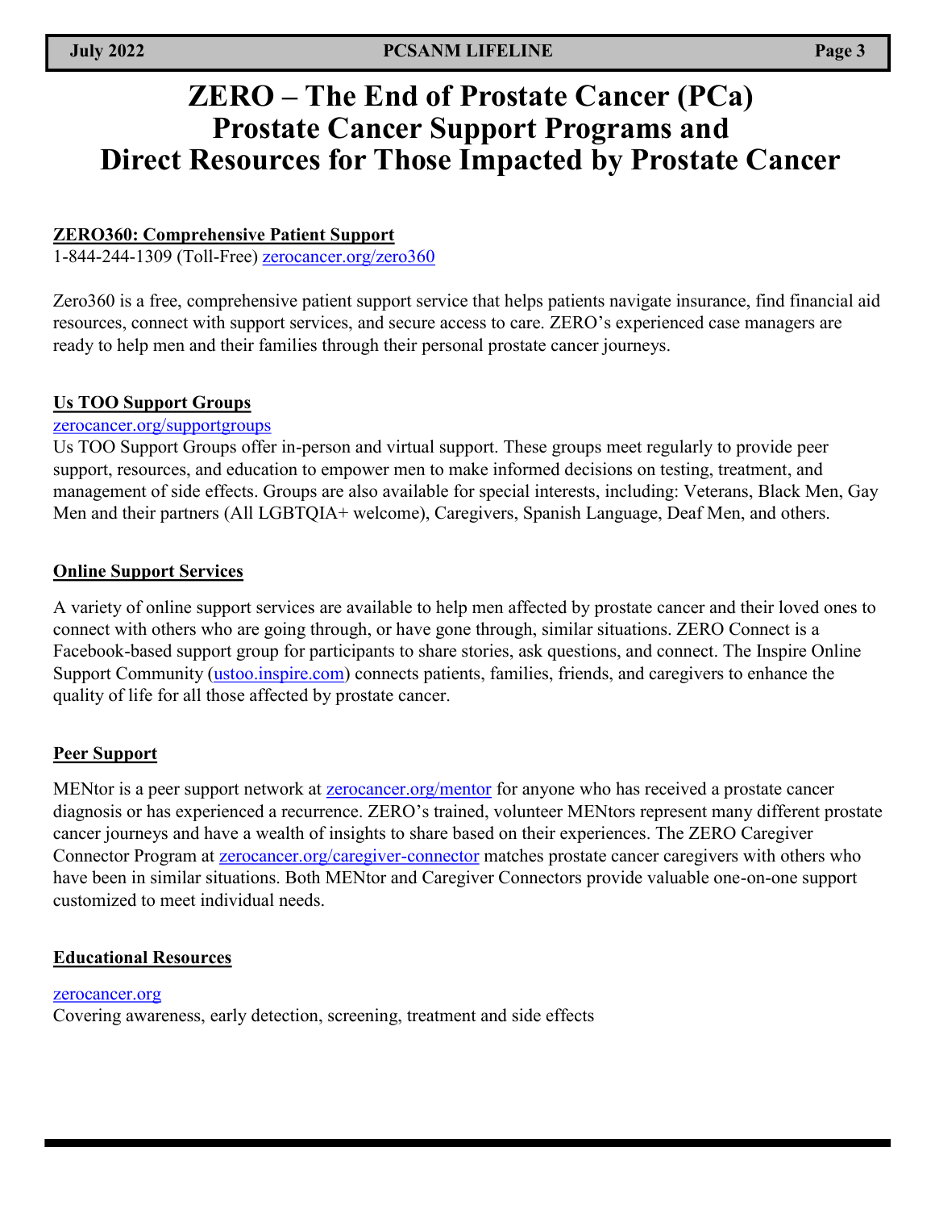# ZERO – The End of Prostate Cancer (PCa)
# Prostate Cancer Support Programs and Direct Resources for Those Impacted by Prostate Cancer

**ZERO360: Comprehensive Patient Support**

1-844-244-1309 (Toll-Free) zerocancer.org/zero360

Zero360 is a free, comprehensive patient support service that helps patients navigate insurance, find financial aid resources, connect with support services, and secure access to care. ZERO's experienced case managers are ready to help men and their families through their personal prostate cancer journeys.

**Us TOO Support Groups**

zerocancer.org/supportgroups

Us TOO Support Groups offer in-person and virtual support. These groups meet regularly to provide peer support, resources, and education to empower men to make informed decisions on testing, treatment, and management of side effects. Groups are also available for special interests, including: Veterans, Black Men, Gay Men and their partners (All LGBTQIA+ welcome), Caregivers, Spanish Language, Deaf Men, and others.

**Online Support Services**

A variety of online support services are available to help men affected by prostate cancer and their loved ones to connect with others who are going through, or have gone through, similar situations. ZERO Connect is a Facebook-based support group for participants to share stories, ask questions, and connect. The Inspire Online Support Community (ustoo.inspire.com) connects patients, families, friends, and caregivers to enhance the quality of life for all those affected by prostate cancer.

**Peer Support**

MENtor is a peer support network at zerocancer.org/mentor for anyone who has received a prostate cancer diagnosis or has experienced a recurrence. ZERO's trained, volunteer MENtors represent many different prostate cancer journeys and have a wealth of insights to share based on their experiences. The ZERO Caregiver Connector Program at zerocancer.org/caregiver-connector matches prostate cancer caregivers with others who have been in similar situations. Both MENtor and Caregiver Connectors provide valuable one-on-one support customized to meet individual needs.

**Educational Resources**

zerocancer.org

Covering awareness, early detection, screening, treatment and side effects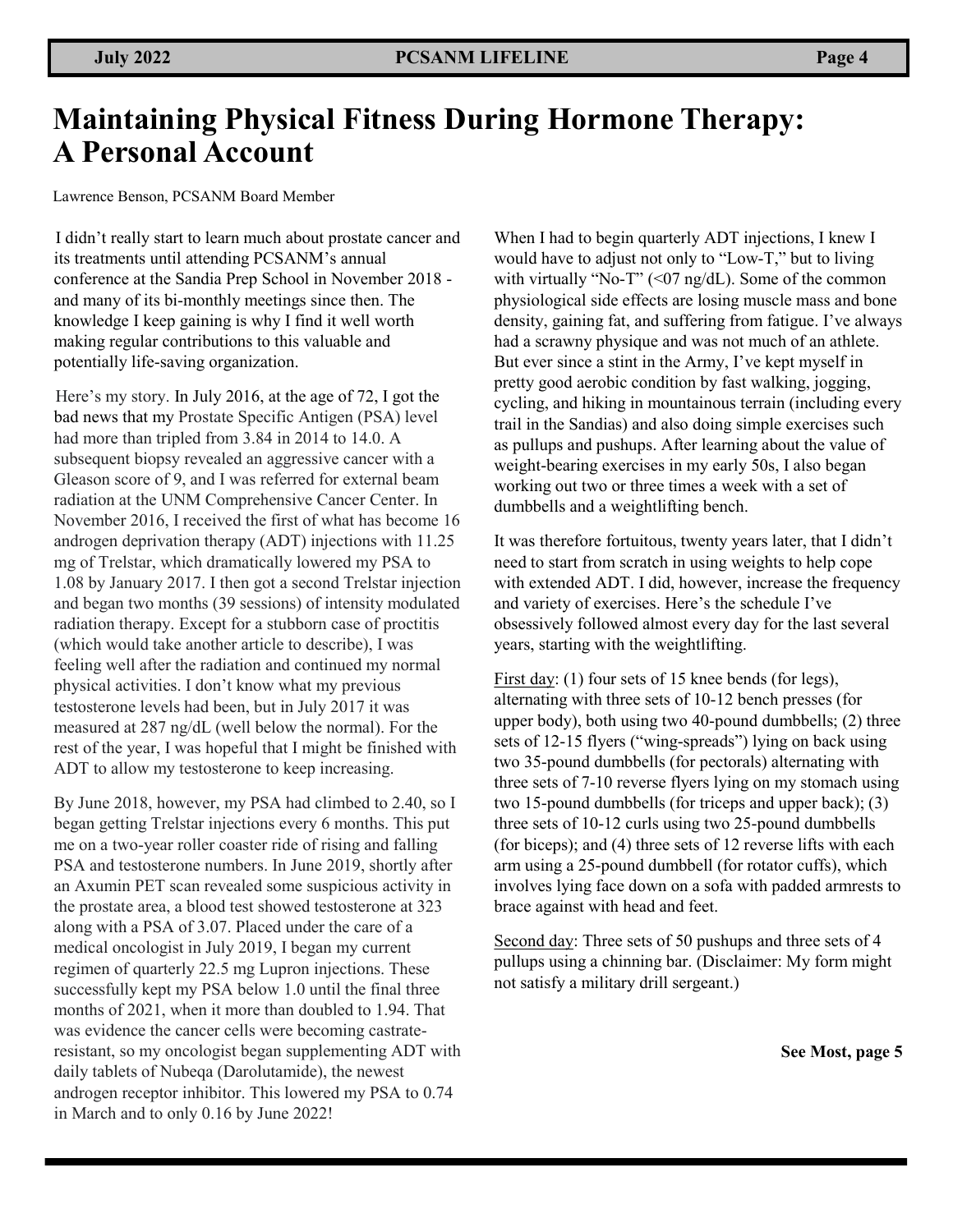# Maintaining Physical Fitness During Hormone Therapy: A Personal Account

Lawrence Benson, PCSANM Board Member

I didn't really start to learn much about prostate cancer and its treatments until attending PCSANM's annual conference at the Sandia Prep School in November 2018 - and many of its bi-monthly meetings since then. The knowledge I keep gaining is why I find it well worth making regular contributions to this valuable and potentially life-saving organization.

Here's my story. In July 2016, at the age of 72, I got the bad news that my Prostate Specific Antigen (PSA) level had more than tripled from 3.84 in 2014 to 14.0. A subsequent biopsy revealed an aggressive cancer with a Gleason score of 9, and I was referred for external beam radiation at the UNM Comprehensive Cancer Center. In November 2016, I received the first of what has become 16 androgen deprivation therapy (ADT) injections with 11.25 mg of Trelstar, which dramatically lowered my PSA to 1.08 by January 2017. I then got a second Trelstar injection and began two months (39 sessions) of intensity modulated radiation therapy. Except for a stubborn case of proctitis (which would take another article to describe), I was feeling well after the radiation and continued my normal physical activities. I don't know what my previous testosterone levels had been, but in July 2017 it was measured at 287 ng/dL (well below the normal). For the rest of the year, I was hopeful that I might be finished with ADT to allow my testosterone to keep increasing.

By June 2018, however, my PSA had climbed to 2.40, so I began getting Trelstar injections every 6 months. This put me on a two-year roller coaster ride of rising and falling PSA and testosterone numbers. In June 2019, shortly after an Axumin PET scan revealed some suspicious activity in the prostate area, a blood test showed testosterone at 323 along with a PSA of 3.07. Placed under the care of a medical oncologist in July 2019, I began my current regimen of quarterly 22.5 mg Lupron injections. These successfully kept my PSA below 1.0 until the final three months of 2021, when it more than doubled to 1.94. That was evidence the cancer cells were becoming castrate-resistant, so my oncologist began supplementing ADT with daily tablets of Nubeqa (Darolutamide), the newest androgen receptor inhibitor. This lowered my PSA to 0.74 in March and to only 0.16 by June 2022!

When I had to begin quarterly ADT injections, I knew I would have to adjust not only to "Low-T," but to living with virtually "No-T" (<07 ng/dL). Some of the common physiological side effects are losing muscle mass and bone density, gaining fat, and suffering from fatigue. I've always had a scrawny physique and was not much of an athlete. But ever since a stint in the Army, I've kept myself in pretty good aerobic condition by fast walking, jogging, cycling, and hiking in mountainous terrain (including every trail in the Sandias) and also doing simple exercises such as pullups and pushups. After learning about the value of weight-bearing exercises in my early 50s, I also began working out two or three times a week with a set of dumbbells and a weightlifting bench.

It was therefore fortuitous, twenty years later, that I didn't need to start from scratch in using weights to help cope with extended ADT. I did, however, increase the frequency and variety of exercises. Here's the schedule I've obsessively followed almost every day for the last several years, starting with the weightlifting.

First day: (1) four sets of 15 knee bends (for legs), alternating with three sets of 10-12 bench presses (for upper body), both using two 40-pound dumbbells; (2) three sets of 12-15 flyers ("wing-spreads") lying on back using two 35-pound dumbbells (for pectorals) alternating with three sets of 7-10 reverse flyers lying on my stomach using two 15-pound dumbbells (for triceps and upper back); (3) three sets of 10-12 curls using two 25-pound dumbbells (for biceps); and (4) three sets of 12 reverse lifts with each arm using a 25-pound dumbbell (for rotator cuffs), which involves lying face down on a sofa with padded armrests to brace against with head and feet.

Second day: Three sets of 50 pushups and three sets of 4 pullups using a chinning bar. (Disclaimer: My form might not satisfy a military drill sergeant.)

**See Most, page 5**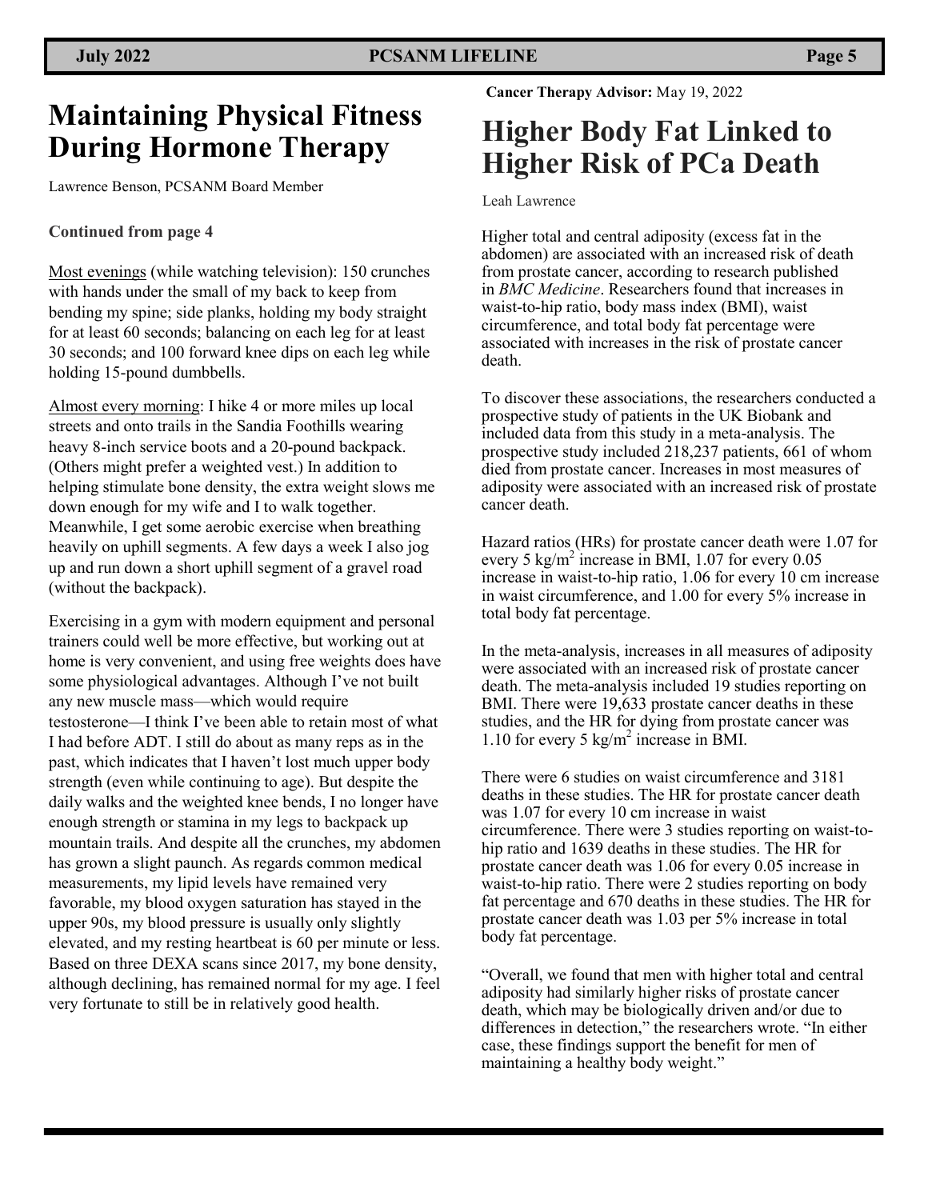# Maintaining Physical Fitness During Hormone Therapy

Lawrence Benson, PCSANM Board Member

**Continued from page 4**

Most evenings (while watching television): 150 crunches with hands under the small of my back to keep from bending my spine; side planks, holding my body straight for at least 60 seconds; balancing on each leg for at least 30 seconds; and 100 forward knee dips on each leg while holding 15-pound dumbbells.

Almost every morning: I hike 4 or more miles up local streets and onto trails in the Sandia Foothills wearing heavy 8-inch service boots and a 20-pound backpack. (Others might prefer a weighted vest.) In addition to helping stimulate bone density, the extra weight slows me down enough for my wife and I to walk together. Meanwhile, I get some aerobic exercise when breathing heavily on uphill segments. A few days a week I also jog up and run down a short uphill segment of a gravel road (without the backpack).

Exercising in a gym with modern equipment and personal trainers could well be more effective, but working out at home is very convenient, and using free weights does have some physiological advantages. Although I've not built any new muscle mass—which would require testosterone—I think I've been able to retain most of what I had before ADT. I still do about as many reps as in the past, which indicates that I haven't lost much upper body strength (even while continuing to age). But despite the daily walks and the weighted knee bends, I no longer have enough strength or stamina in my legs to backpack up mountain trails. And despite all the crunches, my abdomen has grown a slight paunch. As regards common medical measurements, my lipid levels have remained very favorable, my blood oxygen saturation has stayed in the upper 90s, my blood pressure is usually only slightly elevated, and my resting heartbeat is 60 per minute or less. Based on three DEXA scans since 2017, my bone density, although declining, has remained normal for my age. I feel very fortunate to still be in relatively good health.

**Cancer Therapy Advisor:** May 19, 2022

# Higher Body Fat Linked to Higher Risk of PCa Death

Leah Lawrence

Higher total and central adiposity (excess fat in the abdomen) are associated with an increased risk of death from prostate cancer, according to research published in *BMC Medicine*. Researchers found that increases in waist-to-hip ratio, body mass index (BMI), waist circumference, and total body fat percentage were associated with increases in the risk of prostate cancer death.

To discover these associations, the researchers conducted a prospective study of patients in the UK Biobank and included data from this study in a meta-analysis. The prospective study included 218,237 patients, 661 of whom died from prostate cancer. Increases in most measures of adiposity were associated with an increased risk of prostate cancer death.

Hazard ratios (HRs) for prostate cancer death were 1.07 for every 5 $kg/m^2$ increase in BMI, 1.07 for every 0.05 increase in waist-to-hip ratio, 1.06 for every 10 cm increase in waist circumference, and 1.00 for every 5% increase in total body fat percentage.

In the meta-analysis, increases in all measures of adiposity were associated with an increased risk of prostate cancer death. The meta-analysis included 19 studies reporting on BMI. There were 19,633 prostate cancer deaths in these studies, and the HR for dying from prostate cancer was 1.10 for every 5 $kg/m^2$ increase in BMI.

There were 6 studies on waist circumference and 3181 deaths in these studies. The HR for prostate cancer death was 1.07 for every 10 cm increase in waist circumference. There were 3 studies reporting on waist-to-hip ratio and 1639 deaths in these studies. The HR for prostate cancer death was 1.06 for every 0.05 increase in waist-to-hip ratio. There were 2 studies reporting on body fat percentage and 670 deaths in these studies. The HR for prostate cancer death was 1.03 per 5% increase in total body fat percentage.

"Overall, we found that men with higher total and central adiposity had similarly higher risks of prostate cancer death, which may be biologically driven and/or due to differences in detection," the researchers wrote. "In either case, these findings support the benefit for men of maintaining a healthy body weight."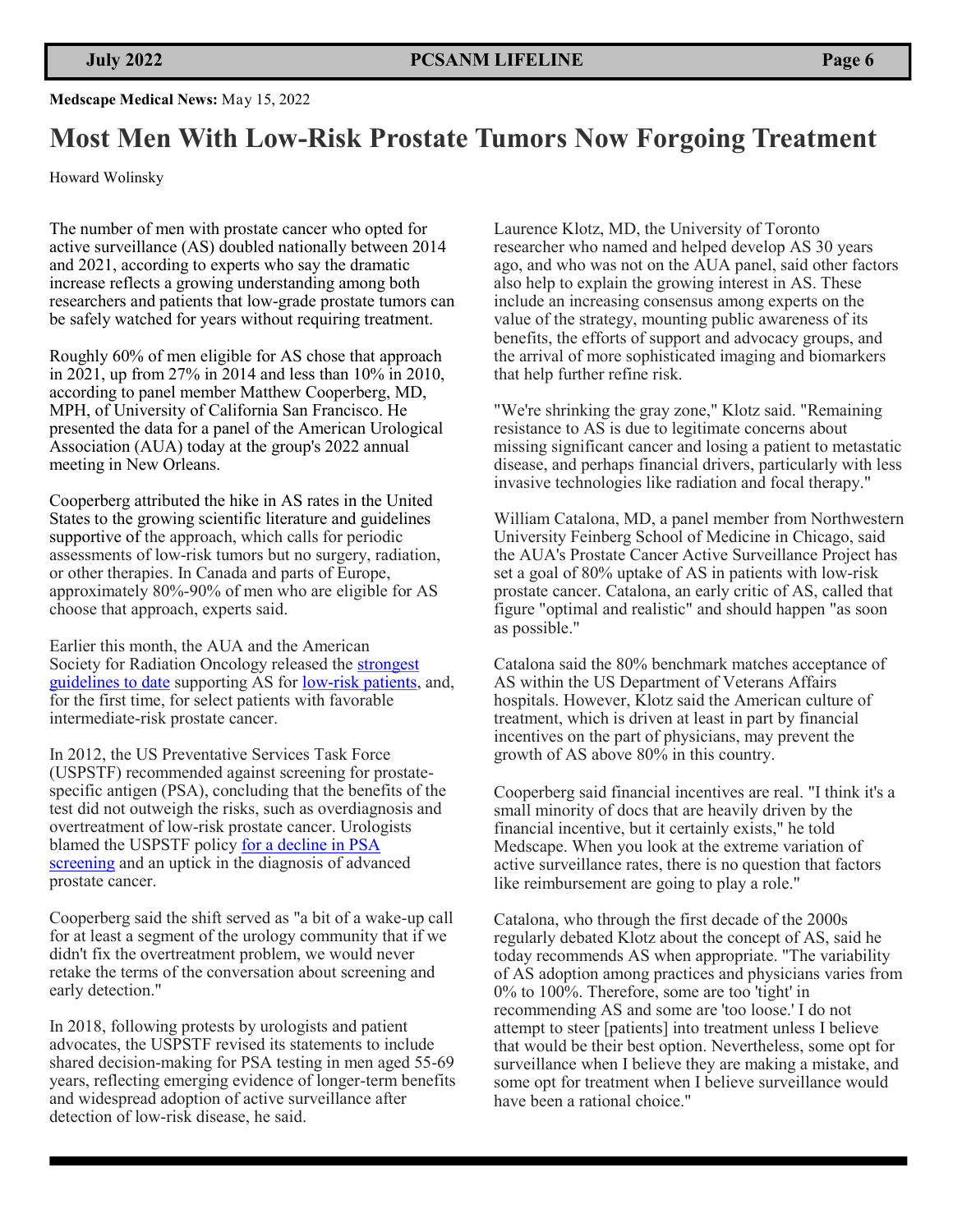**Medscape Medical News:** May 15, 2022

# Most Men With Low-Risk Prostate Tumors Now Forgoing Treatment

Howard Wolinsky

The number of men with prostate cancer who opted for active surveillance (AS) doubled nationally between 2014 and 2021, according to experts who say the dramatic increase reflects a growing understanding among both researchers and patients that low-grade prostate tumors can be safely watched for years without requiring treatment.

Roughly 60% of men eligible for AS chose that approach in 2021, up from 27% in 2014 and less than 10% in 2010, according to panel member Matthew Cooperberg, MD, MPH, of University of California San Francisco. He presented the data for a panel of the American Urological Association (AUA) today at the group's 2022 annual meeting in New Orleans.

Cooperberg attributed the hike in AS rates in the United States to the growing scientific literature and guidelines supportive of the approach, which calls for periodic assessments of low-risk tumors but no surgery, radiation, or other therapies. In Canada and parts of Europe, approximately 80%-90% of men who are eligible for AS choose that approach, experts said.

Earlier this month, the AUA and the American Society for Radiation Oncology released the strongest guidelines to date supporting AS for low-risk patients, and, for the first time, for select patients with favorable intermediate-risk prostate cancer.

In 2012, the US Preventative Services Task Force (USPSTF) recommended against screening for prostate-specific antigen (PSA), concluding that the benefits of the test did not outweigh the risks, such as overdiagnosis and overtreatment of low-risk prostate cancer. Urologists blamed the USPSTF policy for a decline in PSA screening and an uptick in the diagnosis of advanced prostate cancer.

Cooperberg said the shift served as "a bit of a wake-up call for at least a segment of the urology community that if we didn't fix the overtreatment problem, we would never retake the terms of the conversation about screening and early detection."

In 2018, following protests by urologists and patient advocates, the USPSTF revised its statements to include shared decision-making for PSA testing in men aged 55-69 years, reflecting emerging evidence of longer-term benefits and widespread adoption of active surveillance after detection of low-risk disease, he said.

Laurence Klotz, MD, the University of Toronto researcher who named and helped develop AS 30 years ago, and who was not on the AUA panel, said other factors also help to explain the growing interest in AS. These include an increasing consensus among experts on the value of the strategy, mounting public awareness of its benefits, the efforts of support and advocacy groups, and the arrival of more sophisticated imaging and biomarkers that help further refine risk.

"We're shrinking the gray zone," Klotz said. "Remaining resistance to AS is due to legitimate concerns about missing significant cancer and losing a patient to metastatic disease, and perhaps financial drivers, particularly with less invasive technologies like radiation and focal therapy."

William Catalona, MD, a panel member from Northwestern University Feinberg School of Medicine in Chicago, said the AUA's Prostate Cancer Active Surveillance Project has set a goal of 80% uptake of AS in patients with low-risk prostate cancer. Catalona, an early critic of AS, called that figure "optimal and realistic" and should happen "as soon as possible."

Catalona said the 80% benchmark matches acceptance of AS within the US Department of Veterans Affairs hospitals. However, Klotz said the American culture of treatment, which is driven at least in part by financial incentives on the part of physicians, may prevent the growth of AS above 80% in this country.

Cooperberg said financial incentives are real. "I think it's a small minority of docs that are heavily driven by the financial incentive, but it certainly exists," he told Medscape. When you look at the extreme variation of active surveillance rates, there is no question that factors like reimbursement are going to play a role."

Catalona, who through the first decade of the 2000s regularly debated Klotz about the concept of AS, said he today recommends AS when appropriate. "The variability of AS adoption among practices and physicians varies from 0% to 100%. Therefore, some are too 'tight' in recommending AS and some are 'too loose.' I do not attempt to steer [patients] into treatment unless I believe that would be their best option. Nevertheless, some opt for surveillance when I believe they are making a mistake, and some opt for treatment when I believe surveillance would have been a rational choice."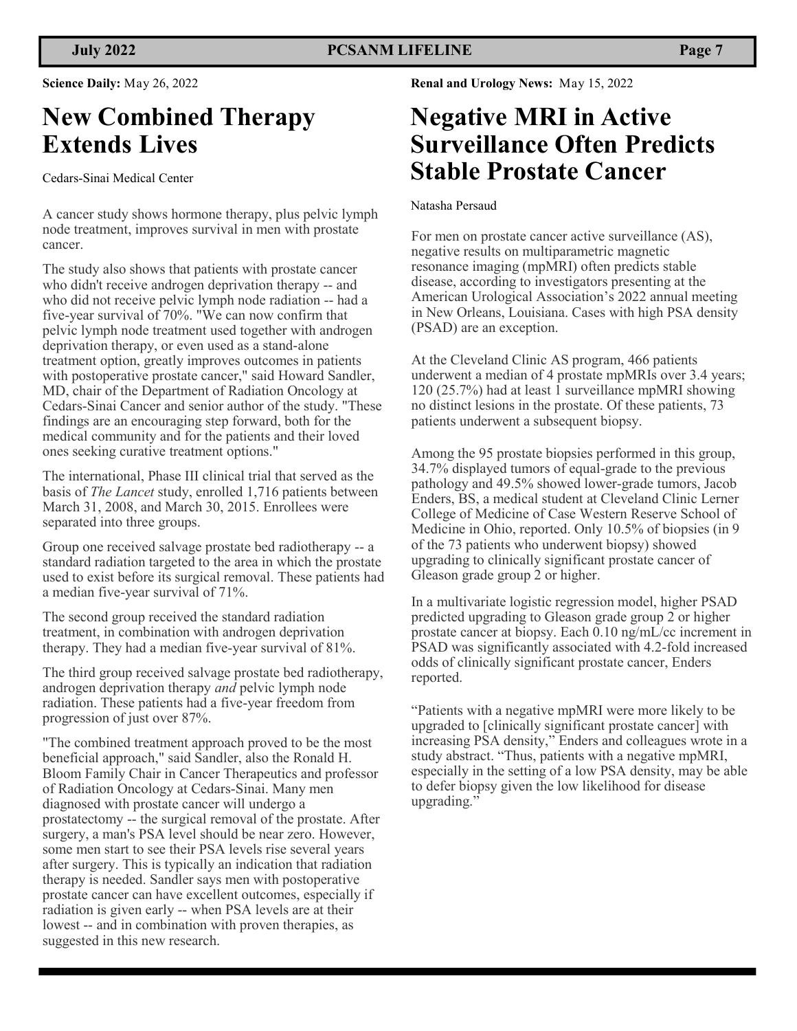**Science Daily:** May 26, 2022

# New Combined Therapy Extends Lives

Cedars-Sinai Medical Center

A cancer study shows hormone therapy, plus pelvic lymph node treatment, improves survival in men with prostate cancer.

The study also shows that patients with prostate cancer who didn't receive androgen deprivation therapy -- and who did not receive pelvic lymph node radiation -- had a five-year survival of 70%. "We can now confirm that pelvic lymph node treatment used together with androgen deprivation therapy, or even used as a stand-alone treatment option, greatly improves outcomes in patients with postoperative prostate cancer," said Howard Sandler, MD, chair of the Department of Radiation Oncology at Cedars-Sinai Cancer and senior author of the study. "These findings are an encouraging step forward, both for the medical community and for the patients and their loved ones seeking curative treatment options."

The international, Phase III clinical trial that served as the basis of *The Lancet* study, enrolled 1,716 patients between March 31, 2008, and March 30, 2015. Enrollees were separated into three groups.

Group one received salvage prostate bed radiotherapy -- a standard radiation targeted to the area in which the prostate used to exist before its surgical removal. These patients had a median five-year survival of 71%.

The second group received the standard radiation treatment, in combination with androgen deprivation therapy. They had a median five-year survival of 81%.

The third group received salvage prostate bed radiotherapy, androgen deprivation therapy *and* pelvic lymph node radiation. These patients had a five-year freedom from progression of just over 87%.

"The combined treatment approach proved to be the most beneficial approach," said Sandler, also the Ronald H. Bloom Family Chair in Cancer Therapeutics and professor of Radiation Oncology at Cedars-Sinai. Many men diagnosed with prostate cancer will undergo a prostatectomy -- the surgical removal of the prostate. After surgery, a man's PSA level should be near zero. However, some men start to see their PSA levels rise several years after surgery. This is typically an indication that radiation therapy is needed. Sandler says men with postoperative prostate cancer can have excellent outcomes, especially if radiation is given early -- when PSA levels are at their lowest -- and in combination with proven therapies, as suggested in this new research.

**Renal and Urology News:** May 15, 2022

# Negative MRI in Active Surveillance Often Predicts Stable Prostate Cancer

Natasha Persaud

For men on prostate cancer active surveillance (AS), negative results on multiparametric magnetic resonance imaging (mpMRI) often predicts stable disease, according to investigators presenting at the American Urological Association's 2022 annual meeting in New Orleans, Louisiana. Cases with high PSA density (PSAD) are an exception.

At the Cleveland Clinic AS program, 466 patients underwent a median of 4 prostate mpMRIs over 3.4 years; 120 (25.7%) had at least 1 surveillance mpMRI showing no distinct lesions in the prostate. Of these patients, 73 patients underwent a subsequent biopsy.

Among the 95 prostate biopsies performed in this group, 34.7% displayed tumors of equal-grade to the previous pathology and 49.5% showed lower-grade tumors, Jacob Enders, BS, a medical student at Cleveland Clinic Lerner College of Medicine of Case Western Reserve School of Medicine in Ohio, reported. Only 10.5% of biopsies (in 9 of the 73 patients who underwent biopsy) showed upgrading to clinically significant prostate cancer of Gleason grade group 2 or higher.

In a multivariate logistic regression model, higher PSAD predicted upgrading to Gleason grade group 2 or higher prostate cancer at biopsy. Each 0.10 ng/mL/cc increment in PSAD was significantly associated with 4.2-fold increased odds of clinically significant prostate cancer, Enders reported.

"Patients with a negative mpMRI were more likely to be upgraded to [clinically significant prostate cancer] with increasing PSA density," Enders and colleagues wrote in a study abstract. "Thus, patients with a negative mpMRI, especially in the setting of a low PSA density, may be able to defer biopsy given the low likelihood for disease upgrading."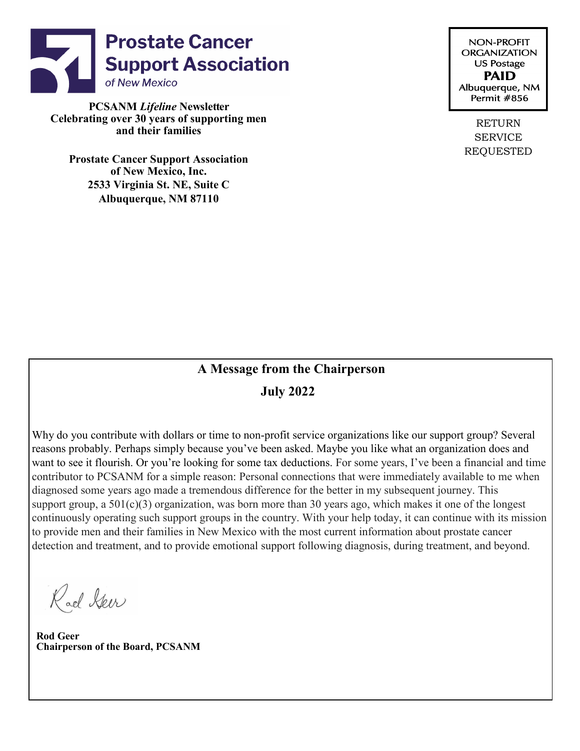**Prostate Cancer Support Association**
*of New Mexico*

**PCSANM *Lifeline* Newsletter**
**Celebrating over 30 years of supporting men and their families**

**Prostate Cancer Support Association of New Mexico, Inc.**
**2533 Virginia St. NE, Suite C**
**Albuquerque, NM 87110**

NON-PROFIT ORGANIZATION
US Postage
**PAID**
Albuquerque, NM
Permit #856

RETURN SERVICE REQUESTED

## A Message from the Chairperson

### July 2022

Why do you contribute with dollars or time to non-profit service organizations like our support group? Several reasons probably. Perhaps simply because you've been asked. Maybe you like what an organization does and want to see it flourish. Or you're looking for some tax deductions. For some years, I've been a financial and time contributor to PCSANM for a simple reason: Personal connections that were immediately available to me when diagnosed some years ago made a tremendous difference for the better in my subsequent journey. This support group, a 501(c)(3) organization, was born more than 30 years ago, which makes it one of the longest continuously operating such support groups in the country. With your help today, it can continue with its mission to provide men and their families in New Mexico with the most current information about prostate cancer detection and treatment, and to provide emotional support following diagnosis, during treatment, and beyond.

Rod Geer

**Rod Geer**
**Chairperson of the Board, PCSANM**